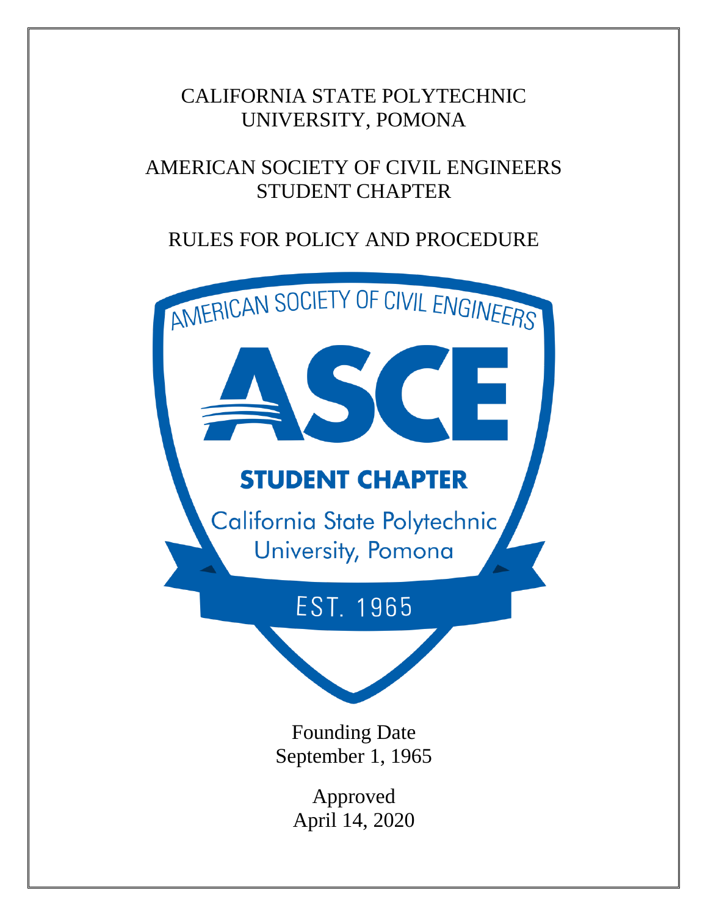# CALIFORNIA STATE POLYTECHNIC UNIVERSITY, POMONA

# AMERICAN SOCIETY OF CIVIL ENGINEERS STUDENT CHAPTER

# RULES FOR POLICY AND PROCEDURE

AMERICAN SOCIETY OF CIVIL ENGINEERS

ASCE

STUDENT CHAPTER

California State Polytechnic University, Pomona

EST. 1965

Founding Date
September 1, 1965

Approved
April 14, 2020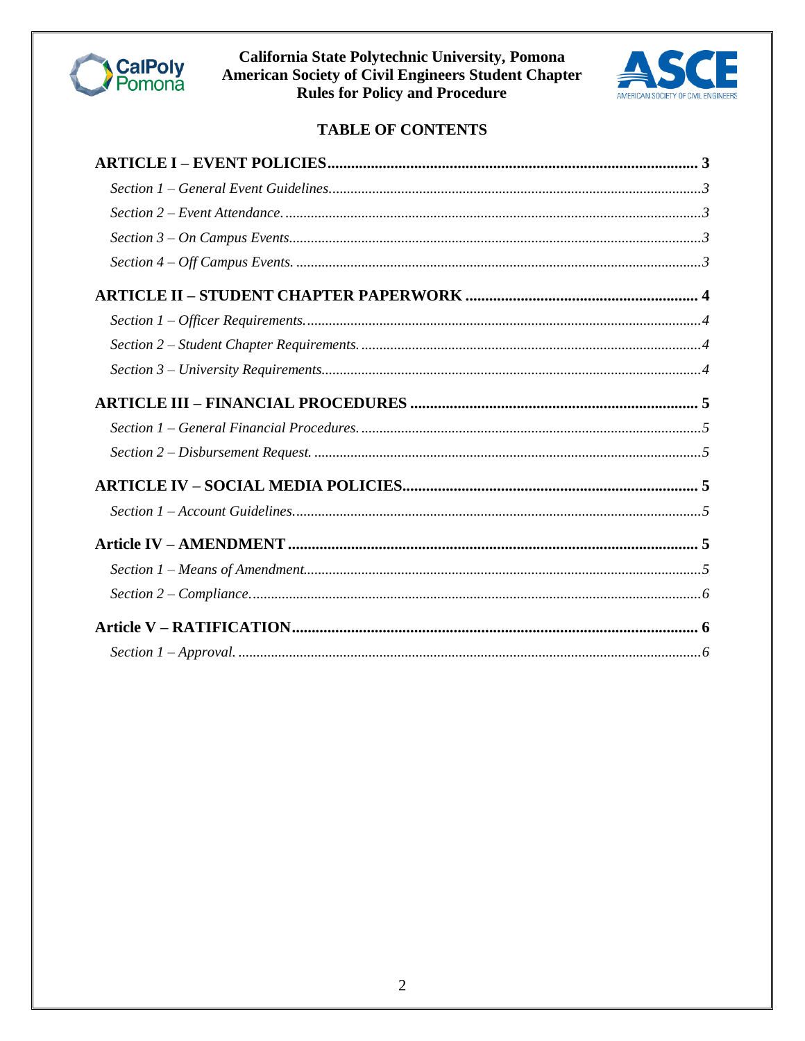**TABLE OF CONTENTS**

**ARTICLE I – EVENT POLICIES** ........ **3**

*Section 1 – General Event Guidelines.* ........ *3*

*Section 2 – Event Attendance.* ........ *3*

*Section 3 – On Campus Events.* ........ *3*

*Section 4 – Off Campus Events.* ........ *3*

**ARTICLE II – STUDENT CHAPTER PAPERWORK** ........ **4**

*Section 1 – Officer Requirements.* ........ *4*

*Section 2 – Student Chapter Requirements.* ........ *4*

*Section 3 – University Requirements.* ........ *4*

**ARTICLE III – FINANCIAL PROCEDURES** ........ **5**

*Section 1 – General Financial Procedures.* ........ *5*

*Section 2 – Disbursement Request.* ........ *5*

**ARTICLE IV – SOCIAL MEDIA POLICIES** ........ **5**

*Section 1 – Account Guidelines.* ........ *5*

**Article IV – AMENDMENT** ........ **5**

*Section 1 – Means of Amendment.* ........ *5*

*Section 2 – Compliance.* ........ *6*

**Article V – RATIFICATION** ........ **6**

*Section 1 – Approval.* ........ *6*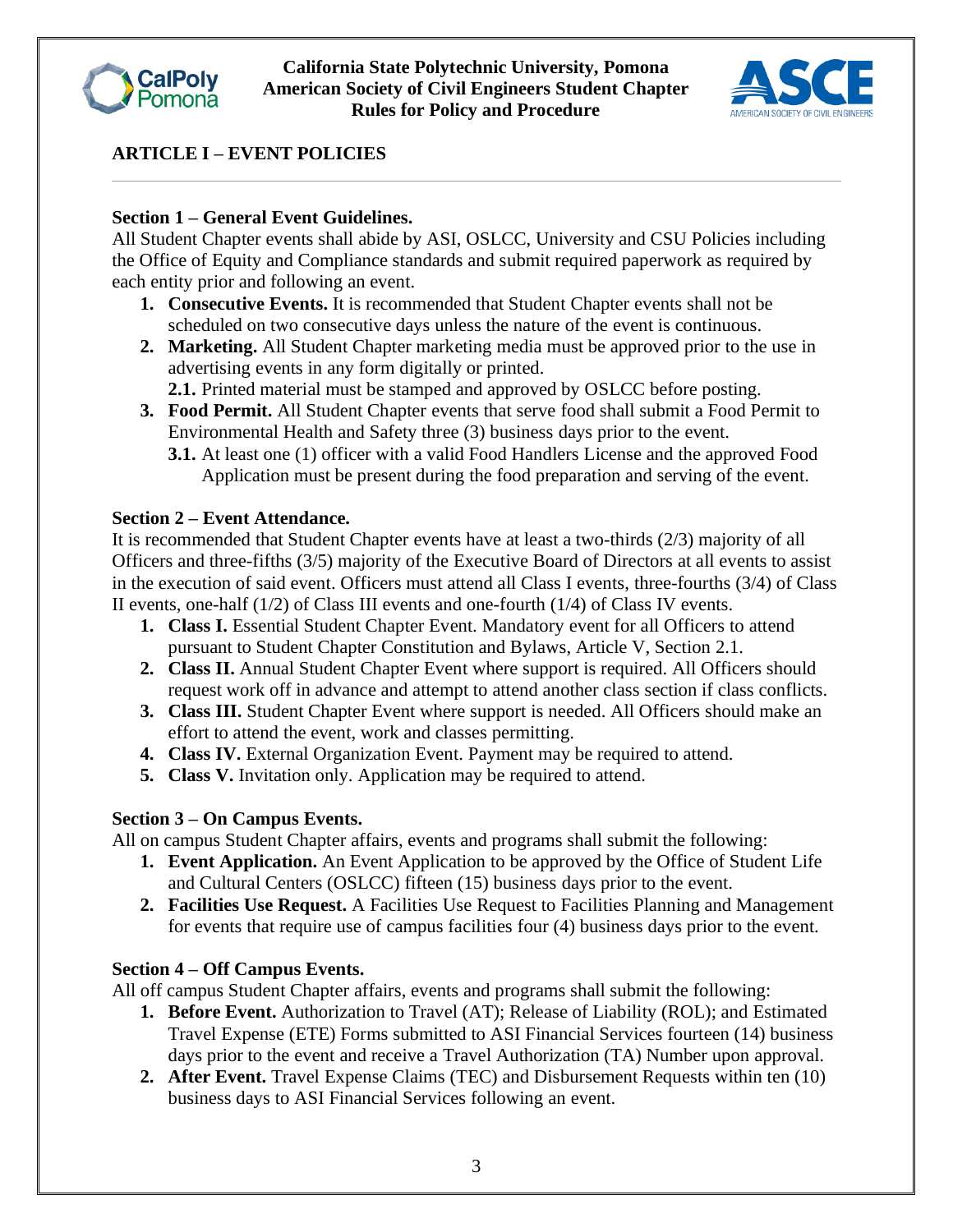## ARTICLE I – EVENT POLICIES

**Section 1 – General Event Guidelines.**

All Student Chapter events shall abide by ASI, OSLCC, University and CSU Policies including the Office of Equity and Compliance standards and submit required paperwork as required by each entity prior and following an event.

1. **Consecutive Events.** It is recommended that Student Chapter events shall not be scheduled on two consecutive days unless the nature of the event is continuous.
2. **Marketing.** All Student Chapter marketing media must be approved prior to the use in advertising events in any form digitally or printed.
   **2.1.** Printed material must be stamped and approved by OSLCC before posting.
3. **Food Permit.** All Student Chapter events that serve food shall submit a Food Permit to Environmental Health and Safety three (3) business days prior to the event.
   **3.1.** At least one (1) officer with a valid Food Handlers License and the approved Food Application must be present during the food preparation and serving of the event.

**Section 2 – Event Attendance.**

It is recommended that Student Chapter events have at least a two-thirds (2/3) majority of all Officers and three-fifths (3/5) majority of the Executive Board of Directors at all events to assist in the execution of said event. Officers must attend all Class I events, three-fourths (3/4) of Class II events, one-half (1/2) of Class III events and one-fourth (1/4) of Class IV events.

1. **Class I.** Essential Student Chapter Event. Mandatory event for all Officers to attend pursuant to Student Chapter Constitution and Bylaws, Article V, Section 2.1.
2. **Class II.** Annual Student Chapter Event where support is required. All Officers should request work off in advance and attempt to attend another class section if class conflicts.
3. **Class III.** Student Chapter Event where support is needed. All Officers should make an effort to attend the event, work and classes permitting.
4. **Class IV.** External Organization Event. Payment may be required to attend.
5. **Class V.** Invitation only. Application may be required to attend.

**Section 3 – On Campus Events.**

All on campus Student Chapter affairs, events and programs shall submit the following:

1. **Event Application.** An Event Application to be approved by the Office of Student Life and Cultural Centers (OSLCC) fifteen (15) business days prior to the event.
2. **Facilities Use Request.** A Facilities Use Request to Facilities Planning and Management for events that require use of campus facilities four (4) business days prior to the event.

**Section 4 – Off Campus Events.**

All off campus Student Chapter affairs, events and programs shall submit the following:

1. **Before Event.** Authorization to Travel (AT); Release of Liability (ROL); and Estimated Travel Expense (ETE) Forms submitted to ASI Financial Services fourteen (14) business days prior to the event and receive a Travel Authorization (TA) Number upon approval.
2. **After Event.** Travel Expense Claims (TEC) and Disbursement Requests within ten (10) business days to ASI Financial Services following an event.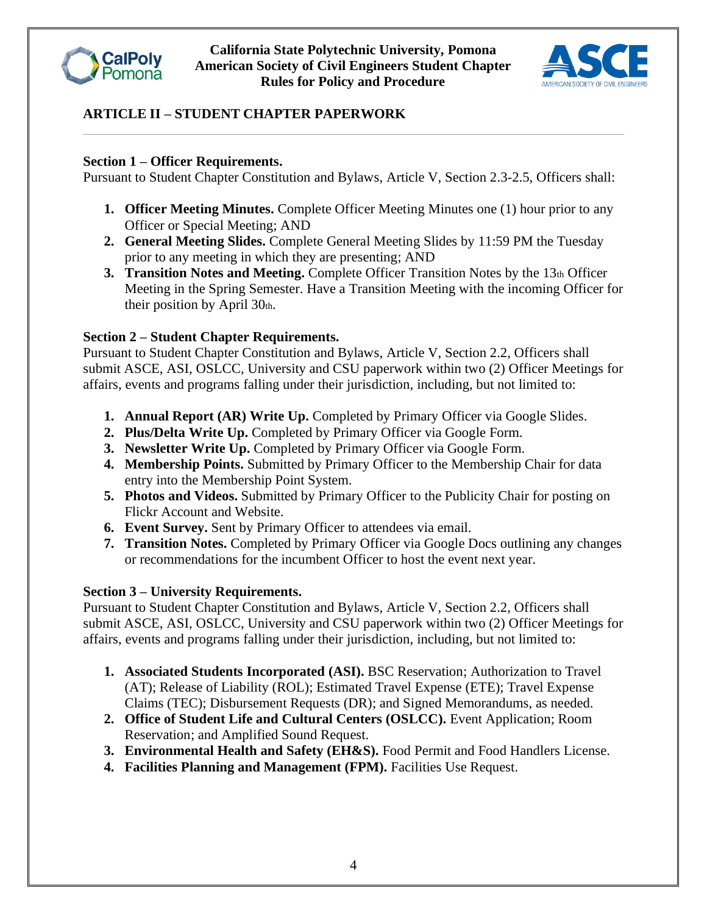## ARTICLE II – STUDENT CHAPTER PAPERWORK

### Section 1 – Officer Requirements.

Pursuant to Student Chapter Constitution and Bylaws, Article V, Section 2.3-2.5, Officers shall:

1. **Officer Meeting Minutes.** Complete Officer Meeting Minutes one (1) hour prior to any Officer or Special Meeting; AND
2. **General Meeting Slides.** Complete General Meeting Slides by 11:59 PM the Tuesday prior to any meeting in which they are presenting; AND
3. **Transition Notes and Meeting.** Complete Officer Transition Notes by the 13th Officer Meeting in the Spring Semester. Have a Transition Meeting with the incoming Officer for their position by April 30th.

### Section 2 – Student Chapter Requirements.

Pursuant to Student Chapter Constitution and Bylaws, Article V, Section 2.2, Officers shall submit ASCE, ASI, OSLCC, University and CSU paperwork within two (2) Officer Meetings for affairs, events and programs falling under their jurisdiction, including, but not limited to:

1. **Annual Report (AR) Write Up.** Completed by Primary Officer via Google Slides.
2. **Plus/Delta Write Up.** Completed by Primary Officer via Google Form.
3. **Newsletter Write Up.** Completed by Primary Officer via Google Form.
4. **Membership Points.** Submitted by Primary Officer to the Membership Chair for data entry into the Membership Point System.
5. **Photos and Videos.** Submitted by Primary Officer to the Publicity Chair for posting on Flickr Account and Website.
6. **Event Survey.** Sent by Primary Officer to attendees via email.
7. **Transition Notes.** Completed by Primary Officer via Google Docs outlining any changes or recommendations for the incumbent Officer to host the event next year.

### Section 3 – University Requirements.

Pursuant to Student Chapter Constitution and Bylaws, Article V, Section 2.2, Officers shall submit ASCE, ASI, OSLCC, University and CSU paperwork within two (2) Officer Meetings for affairs, events and programs falling under their jurisdiction, including, but not limited to:

1. **Associated Students Incorporated (ASI).** BSC Reservation; Authorization to Travel (AT); Release of Liability (ROL); Estimated Travel Expense (ETE); Travel Expense Claims (TEC); Disbursement Requests (DR); and Signed Memorandums, as needed.
2. **Office of Student Life and Cultural Centers (OSLCC).** Event Application; Room Reservation; and Amplified Sound Request.
3. **Environmental Health and Safety (EH&S).** Food Permit and Food Handlers License.
4. **Facilities Planning and Management (FPM).** Facilities Use Request.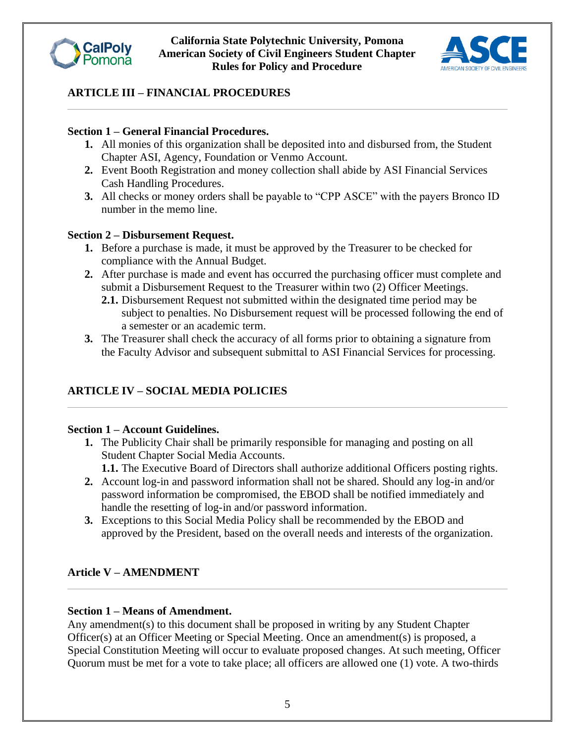## ARTICLE III – FINANCIAL PROCEDURES

**Section 1 – General Financial Procedures.**

1. All monies of this organization shall be deposited into and disbursed from, the Student Chapter ASI, Agency, Foundation or Venmo Account.
2. Event Booth Registration and money collection shall abide by ASI Financial Services Cash Handling Procedures.
3. All checks or money orders shall be payable to "CPP ASCE" with the payers Bronco ID number in the memo line.

**Section 2 – Disbursement Request.**

1. Before a purchase is made, it must be approved by the Treasurer to be checked for compliance with the Annual Budget.
2. After purchase is made and event has occurred the purchasing officer must complete and submit a Disbursement Request to the Treasurer within two (2) Officer Meetings.
   - **2.1.** Disbursement Request not submitted within the designated time period may be subject to penalties. No Disbursement request will be processed following the end of a semester or an academic term.
3. The Treasurer shall check the accuracy of all forms prior to obtaining a signature from the Faculty Advisor and subsequent submittal to ASI Financial Services for processing.

## ARTICLE IV – SOCIAL MEDIA POLICIES

**Section 1 – Account Guidelines.**

1. The Publicity Chair shall be primarily responsible for managing and posting on all Student Chapter Social Media Accounts.
   - **1.1.** The Executive Board of Directors shall authorize additional Officers posting rights.
2. Account log-in and password information shall not be shared. Should any log-in and/or password information be compromised, the EBOD shall be notified immediately and handle the resetting of log-in and/or password information.
3. Exceptions to this Social Media Policy shall be recommended by the EBOD and approved by the President, based on the overall needs and interests of the organization.

## Article V – AMENDMENT

**Section 1 – Means of Amendment.**

Any amendment(s) to this document shall be proposed in writing by any Student Chapter Officer(s) at an Officer Meeting or Special Meeting. Once an amendment(s) is proposed, a Special Constitution Meeting will occur to evaluate proposed changes. At such meeting, Officer Quorum must be met for a vote to take place; all officers are allowed one (1) vote. A two-thirds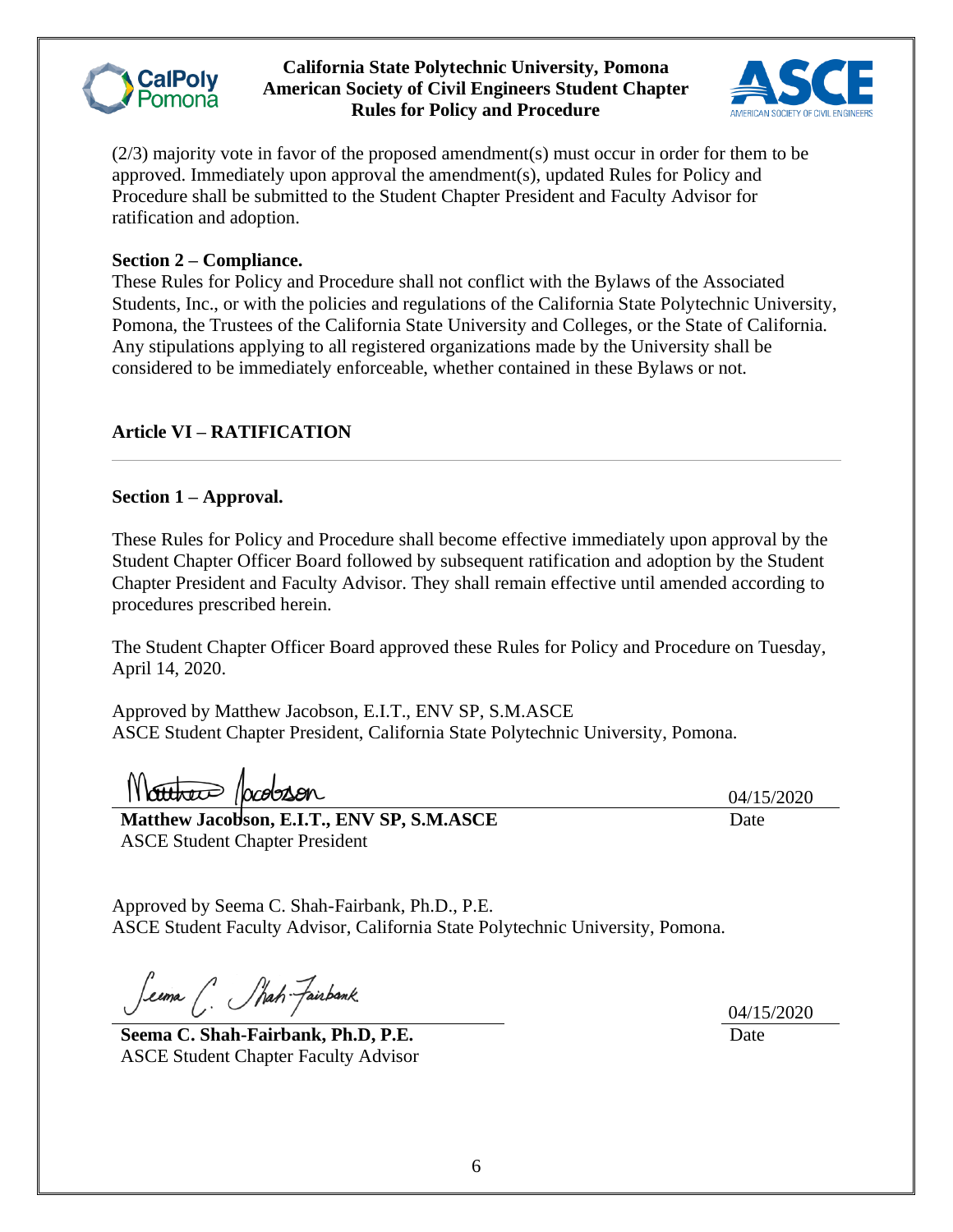(2/3) majority vote in favor of the proposed amendment(s) must occur in order for them to be approved. Immediately upon approval the amendment(s), updated Rules for Policy and Procedure shall be submitted to the Student Chapter President and Faculty Advisor for ratification and adoption.

**Section 2 – Compliance.**

These Rules for Policy and Procedure shall not conflict with the Bylaws of the Associated Students, Inc., or with the policies and regulations of the California State Polytechnic University, Pomona, the Trustees of the California State University and Colleges, or the State of California. Any stipulations applying to all registered organizations made by the University shall be considered to be immediately enforceable, whether contained in these Bylaws or not.

## Article VI – RATIFICATION

---

**Section 1 – Approval.**

These Rules for Policy and Procedure shall become effective immediately upon approval by the Student Chapter Officer Board followed by subsequent ratification and adoption by the Student Chapter President and Faculty Advisor. They shall remain effective until amended according to procedures prescribed herein.

The Student Chapter Officer Board approved these Rules for Policy and Procedure on Tuesday, April 14, 2020.

Approved by Matthew Jacobson, E.I.T., ENV SP, S.M.ASCE
ASCE Student Chapter President, California State Polytechnic University, Pomona.

Matthew Jacobson 04/15/2020

**Matthew Jacobson, E.I.T., ENV SP, S.M.ASCE** Date
ASCE Student Chapter President

Approved by Seema C. Shah-Fairbank, Ph.D., P.E.
ASCE Student Faculty Advisor, California State Polytechnic University, Pomona.

Seema C. Shah-Fairbank 04/15/2020

**Seema C. Shah-Fairbank, Ph.D, P.E.** Date
ASCE Student Chapter Faculty Advisor